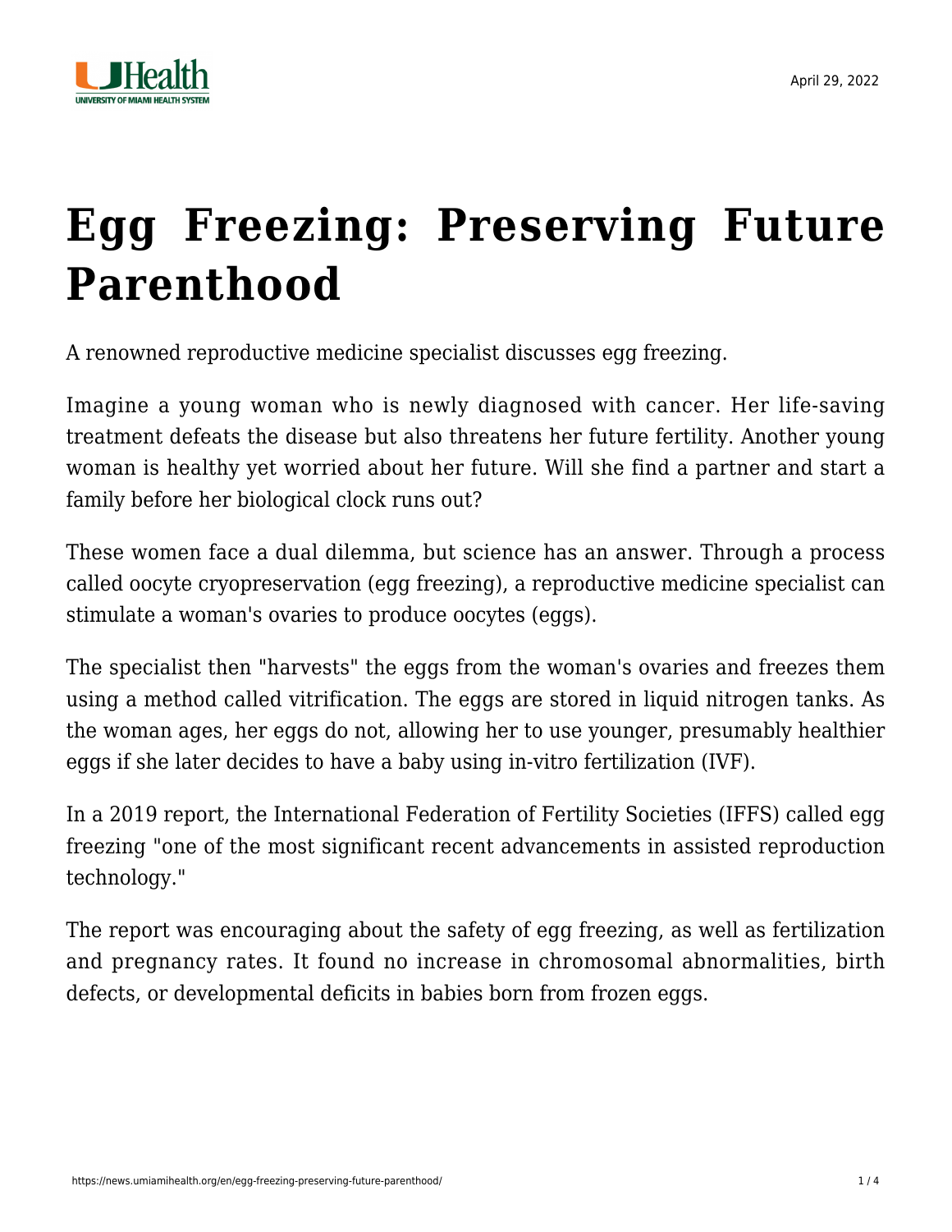# Egg Freezing: Preserving Future Parenthood

A renowned reproductive medicine specialist discusses egg freezing.

Imagine a young woman who is newly diagnosed with cancer. Her life-saving treatment defeats the disease but also threatens her future fertility. Another young woman is healthy yet worried about her future. Will she find a partner and start a family before her biological clock runs out?

These women face a dual dilemma, but science has an answer. Through a process called oocyte cryopreservation (egg freezing), a reproductive medicine specialist can stimulate a woman's ovaries to produce oocytes (eggs).

The specialist then "harvests" the eggs from the woman's ovaries and freezes them using a method called vitrification. The eggs are stored in liquid nitrogen tanks. As the woman ages, her eggs do not, allowing her to use younger, presumably healthier eggs if she later decides to have a baby using in-vitro fertilization (IVF).

In a 2019 report, the International Federation of Fertility Societies (IFFS) called egg freezing "one of the most significant recent advancements in assisted reproduction technology."

The report was encouraging about the safety of egg freezing, as well as fertilization and pregnancy rates. It found no increase in chromosomal abnormalities, birth defects, or developmental deficits in babies born from frozen eggs.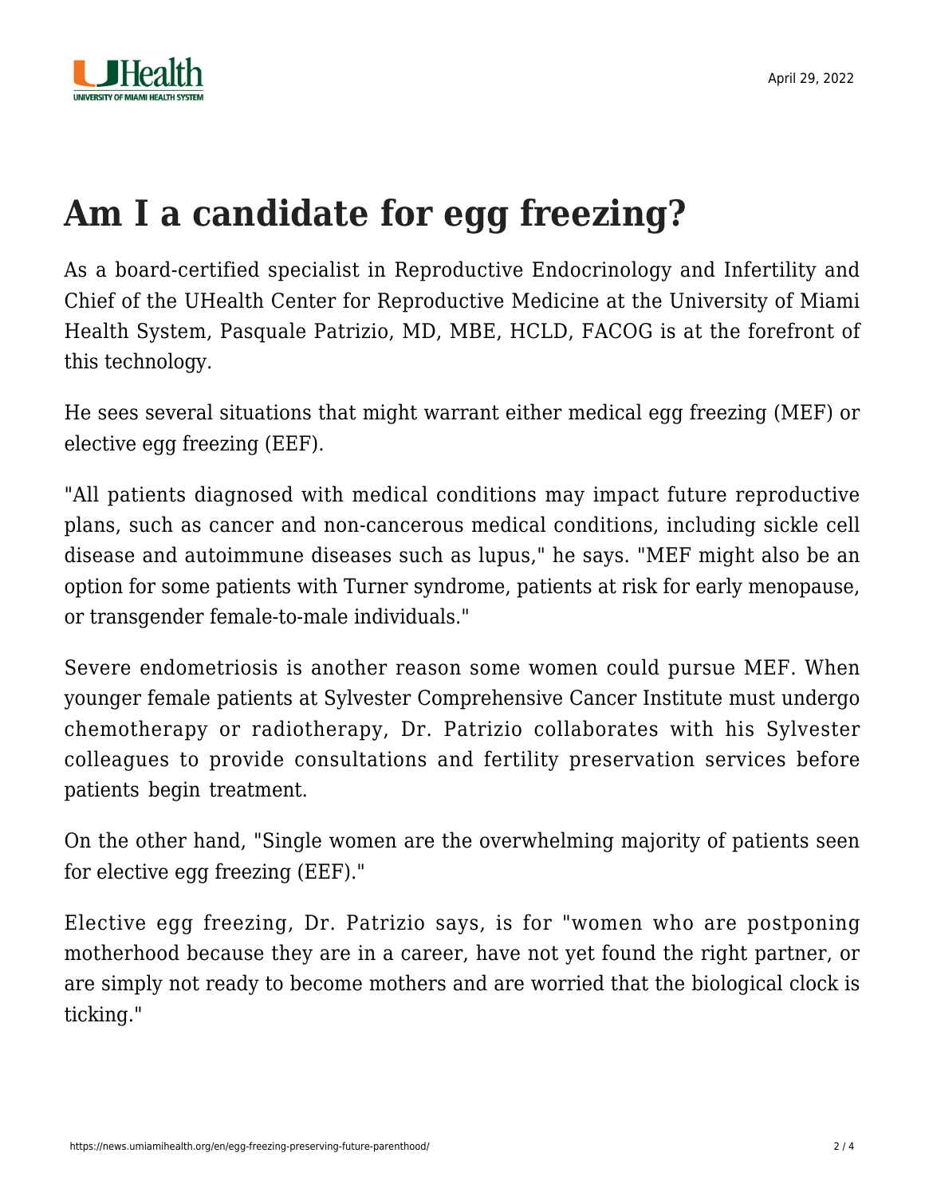# Am I a candidate for egg freezing?

As a board-certified specialist in Reproductive Endocrinology and Infertility and Chief of the UHealth Center for Reproductive Medicine at the University of Miami Health System, Pasquale Patrizio, MD, MBE, HCLD, FACOG is at the forefront of this technology.

He sees several situations that might warrant either medical egg freezing (MEF) or elective egg freezing (EEF).

"All patients diagnosed with medical conditions may impact future reproductive plans, such as cancer and non-cancerous medical conditions, including sickle cell disease and autoimmune diseases such as lupus," he says. "MEF might also be an option for some patients with Turner syndrome, patients at risk for early menopause, or transgender female-to-male individuals."

Severe endometriosis is another reason some women could pursue MEF. When younger female patients at Sylvester Comprehensive Cancer Institute must undergo chemotherapy or radiotherapy, Dr. Patrizio collaborates with his Sylvester colleagues to provide consultations and fertility preservation services before patients begin treatment.

On the other hand, "Single women are the overwhelming majority of patients seen for elective egg freezing (EEF)."

Elective egg freezing, Dr. Patrizio says, is for "women who are postponing motherhood because they are in a career, have not yet found the right partner, or are simply not ready to become mothers and are worried that the biological clock is ticking."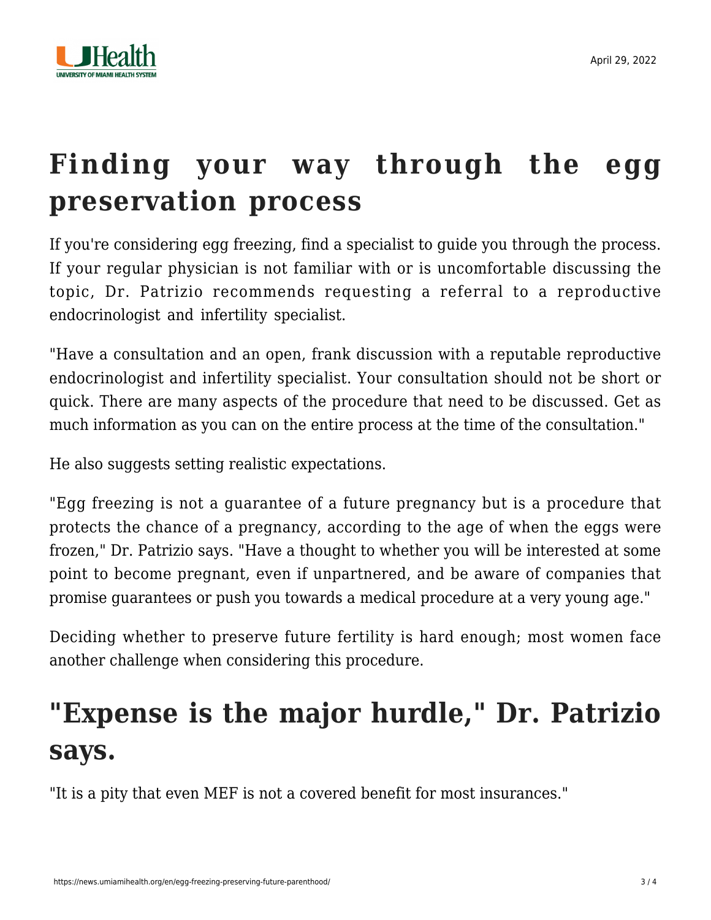## Finding your way through the egg preservation process

If you're considering egg freezing, find a specialist to guide you through the process. If your regular physician is not familiar with or is uncomfortable discussing the topic, Dr. Patrizio recommends requesting a referral to a reproductive endocrinologist and infertility specialist.

"Have a consultation and an open, frank discussion with a reputable reproductive endocrinologist and infertility specialist. Your consultation should not be short or quick. There are many aspects of the procedure that need to be discussed. Get as much information as you can on the entire process at the time of the consultation."

He also suggests setting realistic expectations.

"Egg freezing is not a guarantee of a future pregnancy but is a procedure that protects the chance of a pregnancy, according to the age of when the eggs were frozen," Dr. Patrizio says. "Have a thought to whether you will be interested at some point to become pregnant, even if unpartnered, and be aware of companies that promise guarantees or push you towards a medical procedure at a very young age."

Deciding whether to preserve future fertility is hard enough; most women face another challenge when considering this procedure.

## "Expense is the major hurdle," Dr. Patrizio says.

"It is a pity that even MEF is not a covered benefit for most insurances."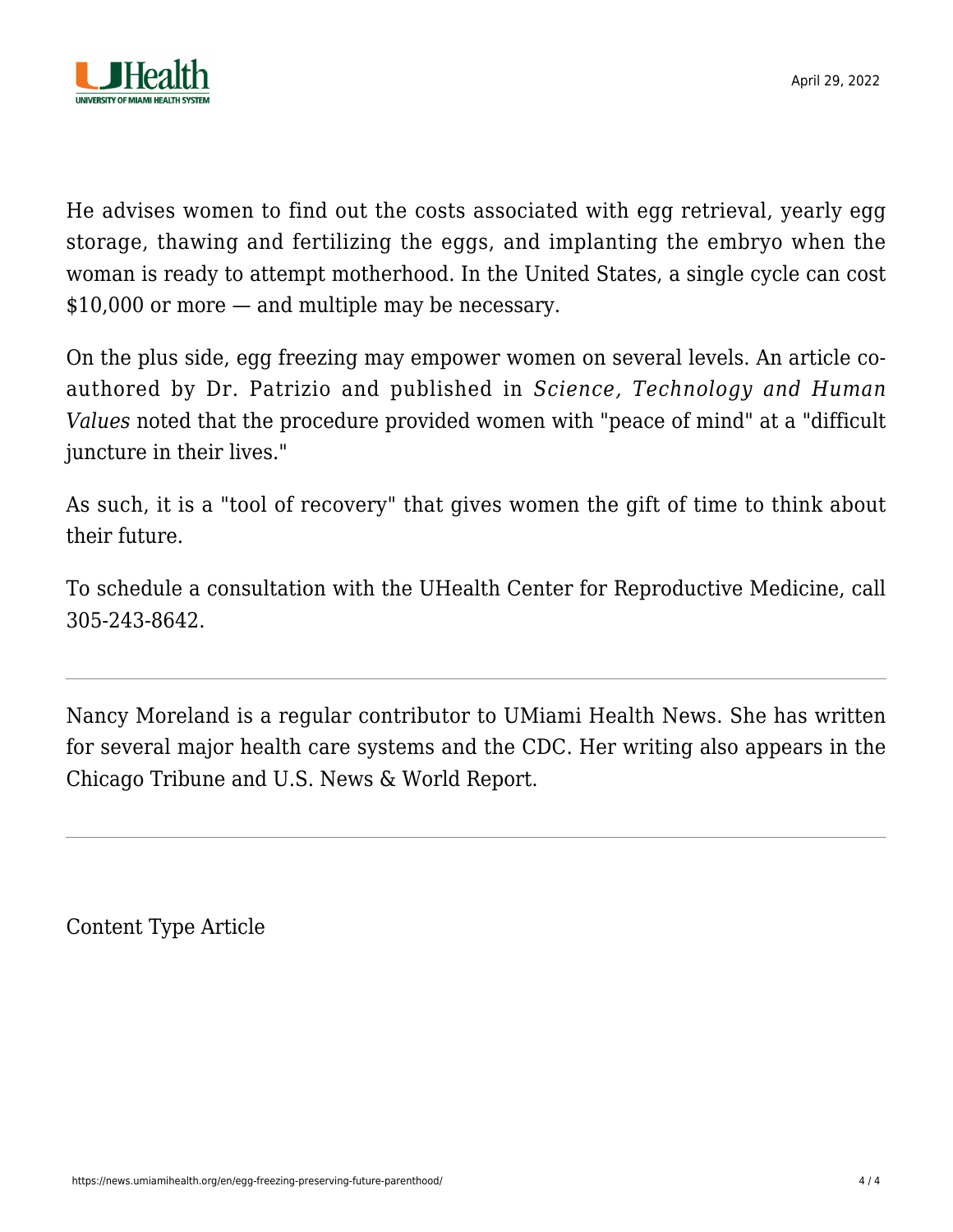He advises women to find out the costs associated with egg retrieval, yearly egg storage, thawing and fertilizing the eggs, and implanting the embryo when the woman is ready to attempt motherhood. In the United States, a single cycle can cost $10,000 or more — and multiple may be necessary.

On the plus side, egg freezing may empower women on several levels. An article co-authored by Dr. Patrizio and published in *Science, Technology and Human Values* noted that the procedure provided women with "peace of mind" at a "difficult juncture in their lives."

As such, it is a "tool of recovery" that gives women the gift of time to think about their future.

To schedule a consultation with the UHealth Center for Reproductive Medicine, call 305-243-8642.

---

Nancy Moreland is a regular contributor to UMiami Health News. She has written for several major health care systems and the CDC. Her writing also appears in the Chicago Tribune and U.S. News & World Report.

---

Content Type Article